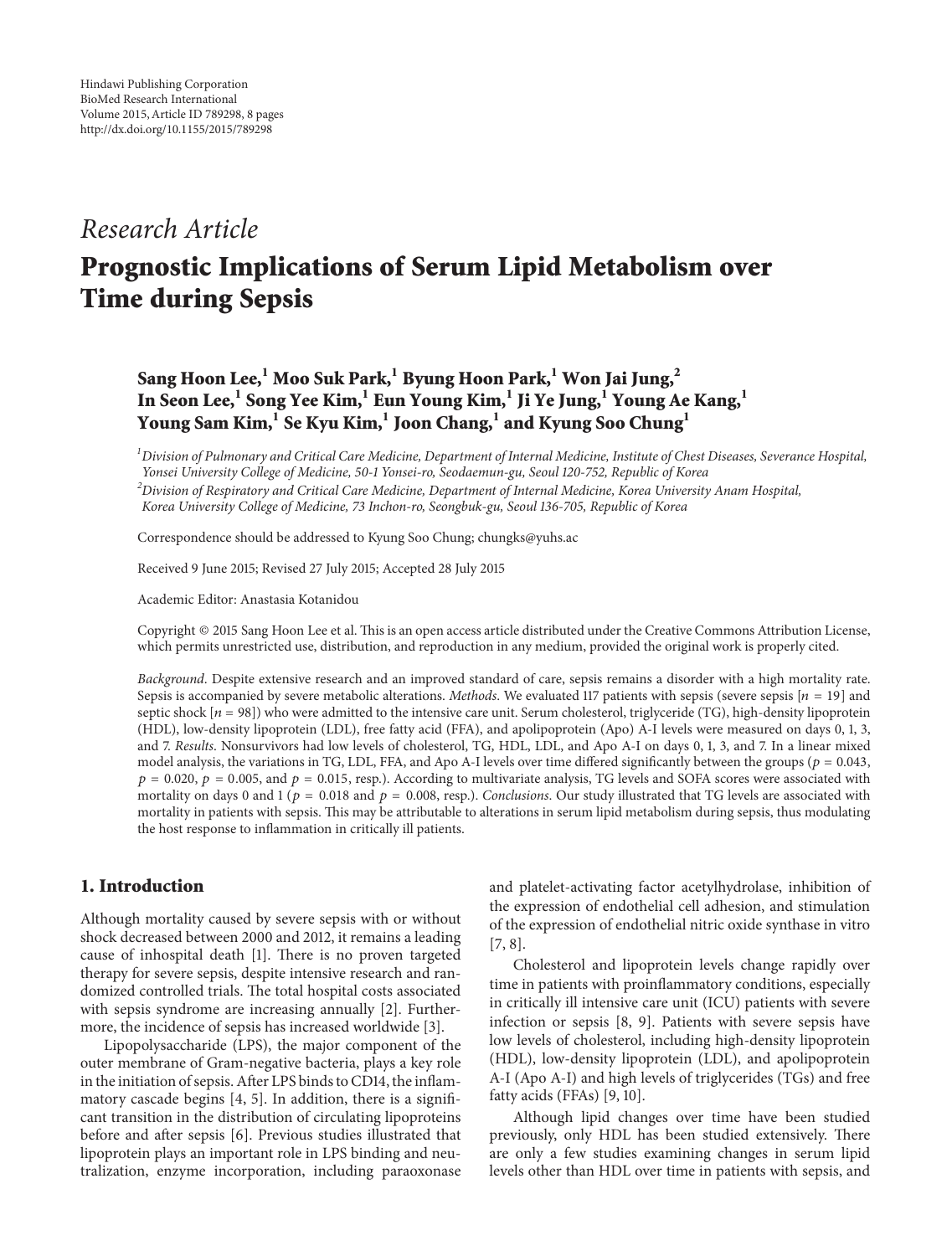Hindawi Publishing Corporation
BioMed Research International
Volume 2015, Article ID 789298, 8 pages
http://dx.doi.org/10.1155/2015/789298

*Research Article*

# Prognostic Implications of Serum Lipid Metabolism over Time during Sepsis

**Sang Hoon Lee,[1] Moo Suk Park,[1] Byung Hoon Park,[1] Won Jai Jung,[2] In Seon Lee,[1] Song Yee Kim,[1] Eun Young Kim,[1] Ji Ye Jung,[1] Young Ae Kang,[1] Young Sam Kim,[1] Se Kyu Kim,[1] Joon Chang,[1] and Kyung Soo Chung[1]**

[1]*Division of Pulmonary and Critical Care Medicine, Department of Internal Medicine, Institute of Chest Diseases, Severance Hospital, Yonsei University College of Medicine, 50-1 Yonsei-ro, Seodaemun-gu, Seoul 120-752, Republic of Korea*
[2]*Division of Respiratory and Critical Care Medicine, Department of Internal Medicine, Korea University Anam Hospital, Korea University College of Medicine, 73 Inchon-ro, Seongbuk-gu, Seoul 136-705, Republic of Korea*

Correspondence should be addressed to Kyung Soo Chung; chungks@yuhs.ac

Received 9 June 2015; Revised 27 July 2015; Accepted 28 July 2015

Academic Editor: Anastasia Kotanidou

Copyright © 2015 Sang Hoon Lee et al. This is an open access article distributed under the Creative Commons Attribution License, which permits unrestricted use, distribution, and reproduction in any medium, provided the original work is properly cited.

*Background*. Despite extensive research and an improved standard of care, sepsis remains a disorder with a high mortality rate. Sepsis is accompanied by severe metabolic alterations. *Methods*. We evaluated 117 patients with sepsis (severe sepsis [$n = 19$] and septic shock [$n = 98$]) who were admitted to the intensive care unit. Serum cholesterol, triglyceride (TG), high-density lipoprotein (HDL), low-density lipoprotein (LDL), free fatty acid (FFA), and apolipoprotein (Apo) A-I levels were measured on days 0, 1, 3, and 7. *Results*. Nonsurvivors had low levels of cholesterol, TG, HDL, LDL, and Apo A-I on days 0, 1, 3, and 7. In a linear mixed model analysis, the variations in TG, LDL, FFA, and Apo A-I levels over time differed significantly between the groups ($p = 0.043$, $p = 0.020$, $p = 0.005$, and $p = 0.015$, resp.). According to multivariate analysis, TG levels and SOFA scores were associated with mortality on days 0 and 1 ($p = 0.018$ and $p = 0.008$, resp.). *Conclusions*. Our study illustrated that TG levels are associated with mortality in patients with sepsis. This may be attributable to alterations in serum lipid metabolism during sepsis, thus modulating the host response to inflammation in critically ill patients.

## 1. Introduction

Although mortality caused by severe sepsis with or without shock decreased between 2000 and 2012, it remains a leading cause of inhospital death [1]. There is no proven targeted therapy for severe sepsis, despite intensive research and randomized controlled trials. The total hospital costs associated with sepsis syndrome are increasing annually [2]. Furthermore, the incidence of sepsis has increased worldwide [3].

Lipopolysaccharide (LPS), the major component of the outer membrane of Gram-negative bacteria, plays a key role in the initiation of sepsis. After LPS binds to CD14, the inflammatory cascade begins [4, 5]. In addition, there is a significant transition in the distribution of circulating lipoproteins before and after sepsis [6]. Previous studies illustrated that lipoprotein plays an important role in LPS binding and neutralization, enzyme incorporation, including paraoxonase and platelet-activating factor acetylhydrolase, inhibition of the expression of endothelial cell adhesion, and stimulation of the expression of endothelial nitric oxide synthase in vitro [7, 8].

Cholesterol and lipoprotein levels change rapidly over time in patients with proinflammatory conditions, especially in critically ill intensive care unit (ICU) patients with severe infection or sepsis [8, 9]. Patients with severe sepsis have low levels of cholesterol, including high-density lipoprotein (HDL), low-density lipoprotein (LDL), and apolipoprotein A-I (Apo A-I) and high levels of triglycerides (TGs) and free fatty acids (FFAs) [9, 10].

Although lipid changes over time have been studied previously, only HDL has been studied extensively. There are only a few studies examining changes in serum lipid levels other than HDL over time in patients with sepsis, and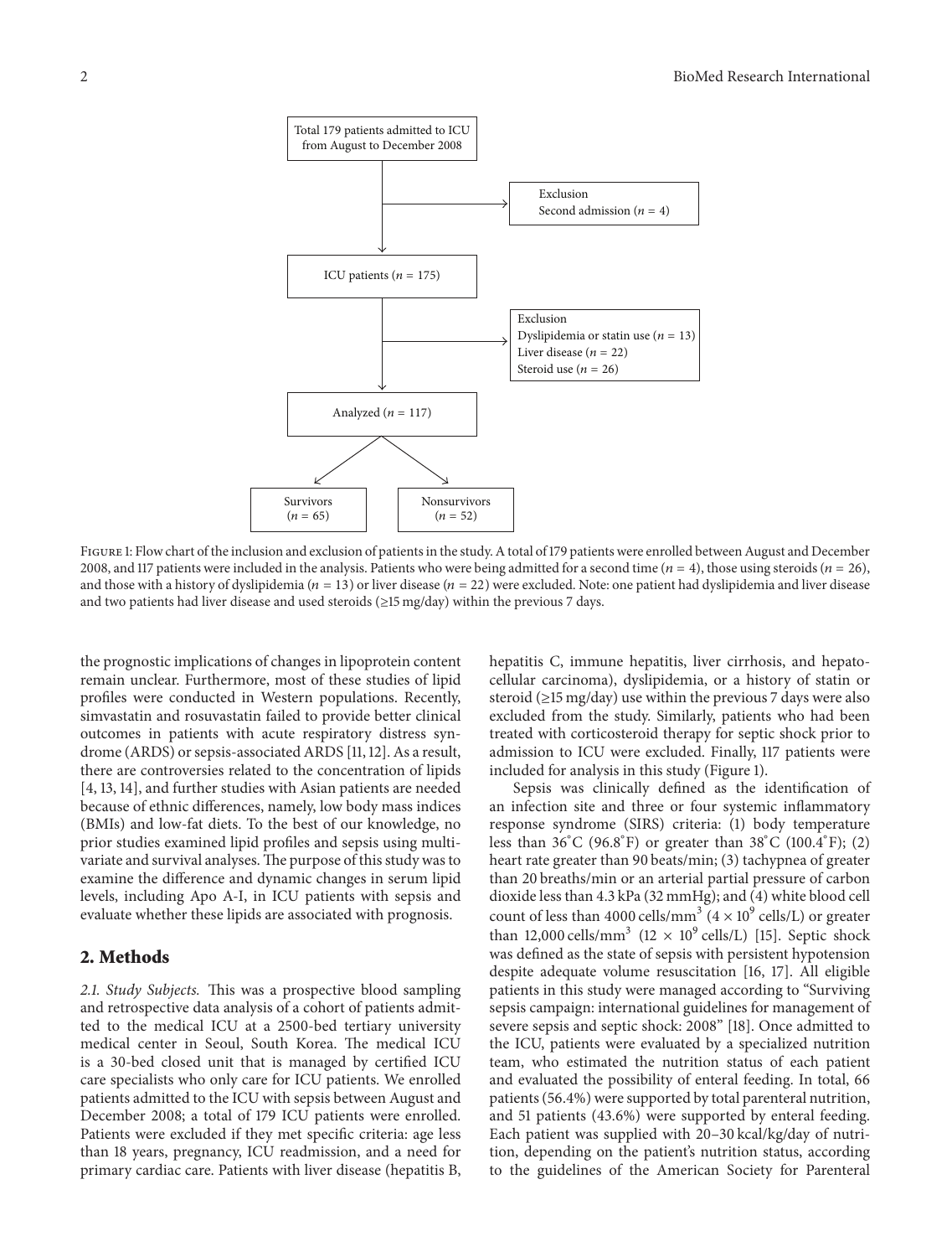Total 179 patients admitted to ICU from August to December 2008

Exclusion
Second admission ($n = 4$)

ICU patients ($n = 175$)

Exclusion
Dyslipidemia or statin use ($n = 13$)
Liver disease ($n = 22$)
Steroid use ($n = 26$)

Analyzed ($n = 117$)

Survivors ($n = 65$)

Nonsurvivors ($n = 52$)

Figure 1: Flow chart of the inclusion and exclusion of patients in the study. A total of 179 patients were enrolled between August and December 2008, and 117 patients were included in the analysis. Patients who were being admitted for a second time ($n = 4$), those using steroids ($n = 26$), and those with a history of dyslipidemia ($n = 13$) or liver disease ($n = 22$) were excluded. Note: one patient had dyslipidemia and liver disease and two patients had liver disease and used steroids (≥15 mg/day) within the previous 7 days.

the prognostic implications of changes in lipoprotein content remain unclear. Furthermore, most of these studies of lipid profiles were conducted in Western populations. Recently, simvastatin and rosuvastatin failed to provide better clinical outcomes in patients with acute respiratory distress syndrome (ARDS) or sepsis-associated ARDS [11, 12]. As a result, there are controversies related to the concentration of lipids [4, 13, 14], and further studies with Asian patients are needed because of ethnic differences, namely, low body mass indices (BMIs) and low-fat diets. To the best of our knowledge, no prior studies examined lipid profiles and sepsis using multivariate and survival analyses. The purpose of this study was to examine the difference and dynamic changes in serum lipid levels, including Apo A-I, in ICU patients with sepsis and evaluate whether these lipids are associated with prognosis.

## 2. Methods

*2.1. Study Subjects.* This was a prospective blood sampling and retrospective data analysis of a cohort of patients admitted to the medical ICU at a 2500-bed tertiary university medical center in Seoul, South Korea. The medical ICU is a 30-bed closed unit that is managed by certified ICU care specialists who only care for ICU patients. We enrolled patients admitted to the ICU with sepsis between August and December 2008; a total of 179 ICU patients were enrolled. Patients were excluded if they met specific criteria: age less than 18 years, pregnancy, ICU readmission, and a need for primary cardiac care. Patients with liver disease (hepatitis B, hepatitis C, immune hepatitis, liver cirrhosis, and hepatocellular carcinoma), dyslipidemia, or a history of statin or steroid (≥15 mg/day) use within the previous 7 days were also excluded from the study. Similarly, patients who had been treated with corticosteroid therapy for septic shock prior to admission to ICU were excluded. Finally, 117 patients were included for analysis in this study (Figure 1).

Sepsis was clinically defined as the identification of an infection site and three or four systemic inflammatory response syndrome (SIRS) criteria: (1) body temperature less than 36°C (96.8°F) or greater than 38°C (100.4°F); (2) heart rate greater than 90 beats/min; (3) tachypnea of greater than 20 breaths/min or an arterial partial pressure of carbon dioxide less than 4.3 kPa (32 mmHg); and (4) white blood cell count of less than 4000 cells/mm$^3$ ($4 \times 10^9$ cells/L) or greater than 12,000 cells/mm$^3$ ($12 \times 10^9$ cells/L) [15]. Septic shock was defined as the state of sepsis with persistent hypotension despite adequate volume resuscitation [16, 17]. All eligible patients in this study were managed according to "Surviving sepsis campaign: international guidelines for management of severe sepsis and septic shock: 2008" [18]. Once admitted to the ICU, patients were evaluated by a specialized nutrition team, who estimated the nutrition status of each patient and evaluated the possibility of enteral feeding. In total, 66 patients (56.4%) were supported by total parenteral nutrition, and 51 patients (43.6%) were supported by enteral feeding. Each patient was supplied with 20–30 kcal/kg/day of nutrition, depending on the patient's nutrition status, according to the guidelines of the American Society for Parenteral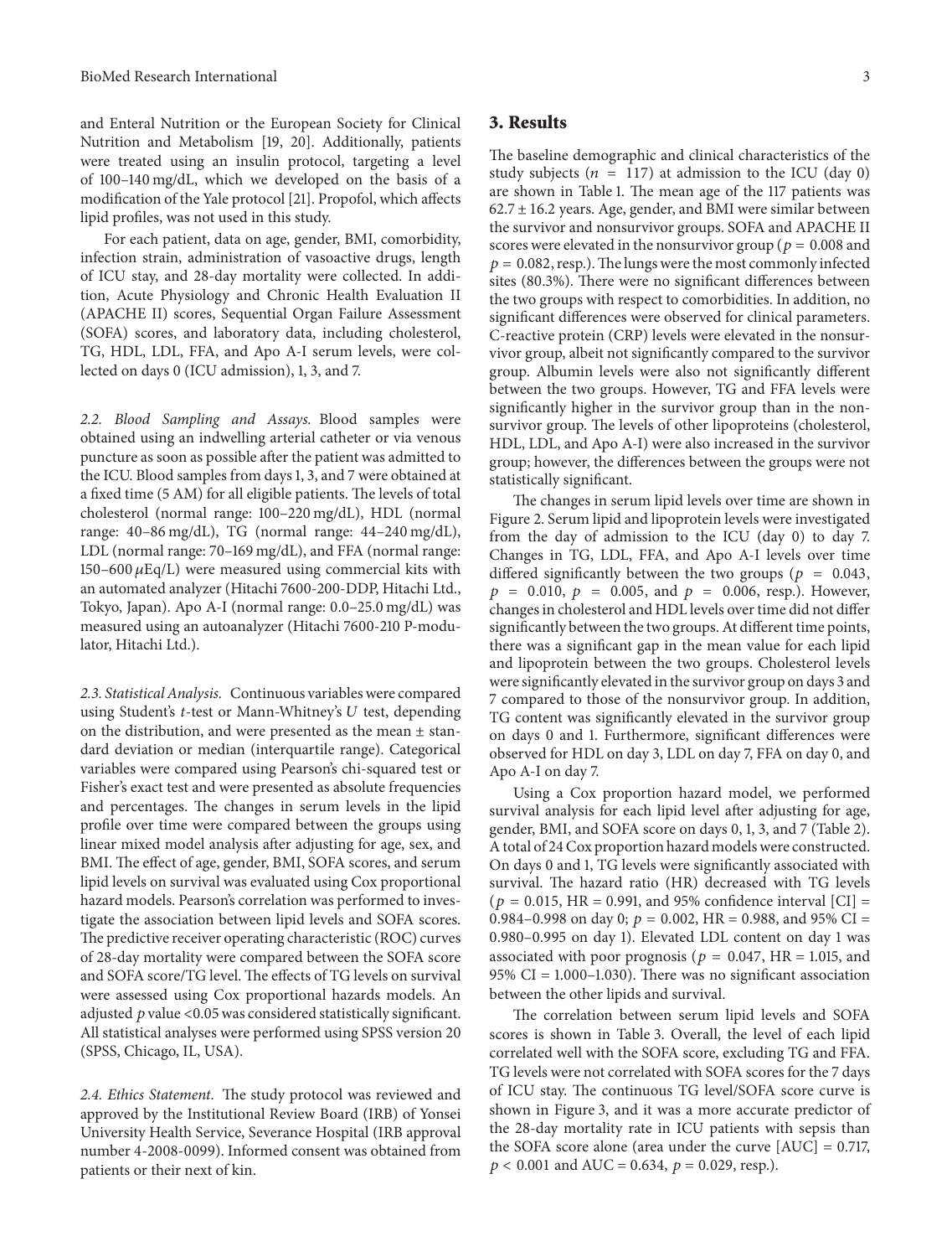and Enteral Nutrition or the European Society for Clinical Nutrition and Metabolism [19, 20]. Additionally, patients were treated using an insulin protocol, targeting a level of 100–140 mg/dL, which we developed on the basis of a modification of the Yale protocol [21]. Propofol, which affects lipid profiles, was not used in this study.

For each patient, data on age, gender, BMI, comorbidity, infection strain, administration of vasoactive drugs, length of ICU stay, and 28-day mortality were collected. In addition, Acute Physiology and Chronic Health Evaluation II (APACHE II) scores, Sequential Organ Failure Assessment (SOFA) scores, and laboratory data, including cholesterol, TG, HDL, LDL, FFA, and Apo A-I serum levels, were collected on days 0 (ICU admission), 1, 3, and 7.

*2.2. Blood Sampling and Assays.* Blood samples were obtained using an indwelling arterial catheter or via venous puncture as soon as possible after the patient was admitted to the ICU. Blood samples from days 1, 3, and 7 were obtained at a fixed time (5 AM) for all eligible patients. The levels of total cholesterol (normal range: 100–220 mg/dL), HDL (normal range: 40–86 mg/dL), TG (normal range: 44–240 mg/dL), LDL (normal range: 70–169 mg/dL), and FFA (normal range: 150–600 $\mu$Eq/L) were measured using commercial kits with an automated analyzer (Hitachi 7600-200-DDP, Hitachi Ltd., Tokyo, Japan). Apo A-I (normal range: 0.0–25.0 mg/dL) was measured using an autoanalyzer (Hitachi 7600-210 P-modulator, Hitachi Ltd.).

*2.3. Statistical Analysis.* Continuous variables were compared using Student's $t$-test or Mann-Whitney's $U$ test, depending on the distribution, and were presented as the mean ± standard deviation or median (interquartile range). Categorical variables were compared using Pearson's chi-squared test or Fisher's exact test and were presented as absolute frequencies and percentages. The changes in serum levels in the lipid profile over time were compared between the groups using linear mixed model analysis after adjusting for age, sex, and BMI. The effect of age, gender, BMI, SOFA scores, and serum lipid levels on survival was evaluated using Cox proportional hazard models. Pearson's correlation was performed to investigate the association between lipid levels and SOFA scores. The predictive receiver operating characteristic (ROC) curves of 28-day mortality were compared between the SOFA score and SOFA score/TG level. The effects of TG levels on survival were assessed using Cox proportional hazards models. An adjusted $p$ value <0.05 was considered statistically significant. All statistical analyses were performed using SPSS version 20 (SPSS, Chicago, IL, USA).

*2.4. Ethics Statement.* The study protocol was reviewed and approved by the Institutional Review Board (IRB) of Yonsei University Health Service, Severance Hospital (IRB approval number 4-2008-0099). Informed consent was obtained from patients or their next of kin.

## 3. Results

The baseline demographic and clinical characteristics of the study subjects ($n = 117$) at admission to the ICU (day 0) are shown in Table 1. The mean age of the 117 patients was 62.7 ± 16.2 years. Age, gender, and BMI were similar between the survivor and nonsurvivor groups. SOFA and APACHE II scores were elevated in the nonsurvivor group ($p = 0.008$ and $p = 0.082$, resp.). The lungs were the most commonly infected sites (80.3%). There were no significant differences between the two groups with respect to comorbidities. In addition, no significant differences were observed for clinical parameters. C-reactive protein (CRP) levels were elevated in the nonsurvivor group, albeit not significantly compared to the survivor group. Albumin levels were also not significantly different between the two groups. However, TG and FFA levels were significantly higher in the survivor group than in the nonsurvivor group. The levels of other lipoproteins (cholesterol, HDL, LDL, and Apo A-I) were also increased in the survivor group; however, the differences between the groups were not statistically significant.

The changes in serum lipid levels over time are shown in Figure 2. Serum lipid and lipoprotein levels were investigated from the day of admission to the ICU (day 0) to day 7. Changes in TG, LDL, FFA, and Apo A-I levels over time differed significantly between the two groups ($p = 0.043$, $p = 0.010$, $p = 0.005$, and $p = 0.006$, resp.). However, changes in cholesterol and HDL levels over time did not differ significantly between the two groups. At different time points, there was a significant gap in the mean value for each lipid and lipoprotein between the two groups. Cholesterol levels were significantly elevated in the survivor group on days 3 and 7 compared to those of the nonsurvivor group. In addition, TG content was significantly elevated in the survivor group on days 0 and 1. Furthermore, significant differences were observed for HDL on day 3, LDL on day 7, FFA on day 0, and Apo A-I on day 7.

Using a Cox proportion hazard model, we performed survival analysis for each lipid level after adjusting for age, gender, BMI, and SOFA score on days 0, 1, 3, and 7 (Table 2). A total of 24 Cox proportion hazard models were constructed. On days 0 and 1, TG levels were significantly associated with survival. The hazard ratio (HR) decreased with TG levels ($p = 0.015$, HR = 0.991, and 95% confidence interval [CI] = 0.984–0.998 on day 0; $p = 0.002$, HR = 0.988, and 95% CI = 0.980–0.995 on day 1). Elevated LDL content on day 1 was associated with poor prognosis ($p = 0.047$, HR = 1.015, and 95% CI = 1.000–1.030). There was no significant association between the other lipids and survival.

The correlation between serum lipid levels and SOFA scores is shown in Table 3. Overall, the level of each lipid correlated well with the SOFA score, excluding TG and FFA. TG levels were not correlated with SOFA scores for the 7 days of ICU stay. The continuous TG level/SOFA score curve is shown in Figure 3, and it was a more accurate predictor of the 28-day mortality rate in ICU patients with sepsis than the SOFA score alone (area under the curve [AUC] = 0.717, $p < 0.001$ and AUC = 0.634, $p = 0.029$, resp.).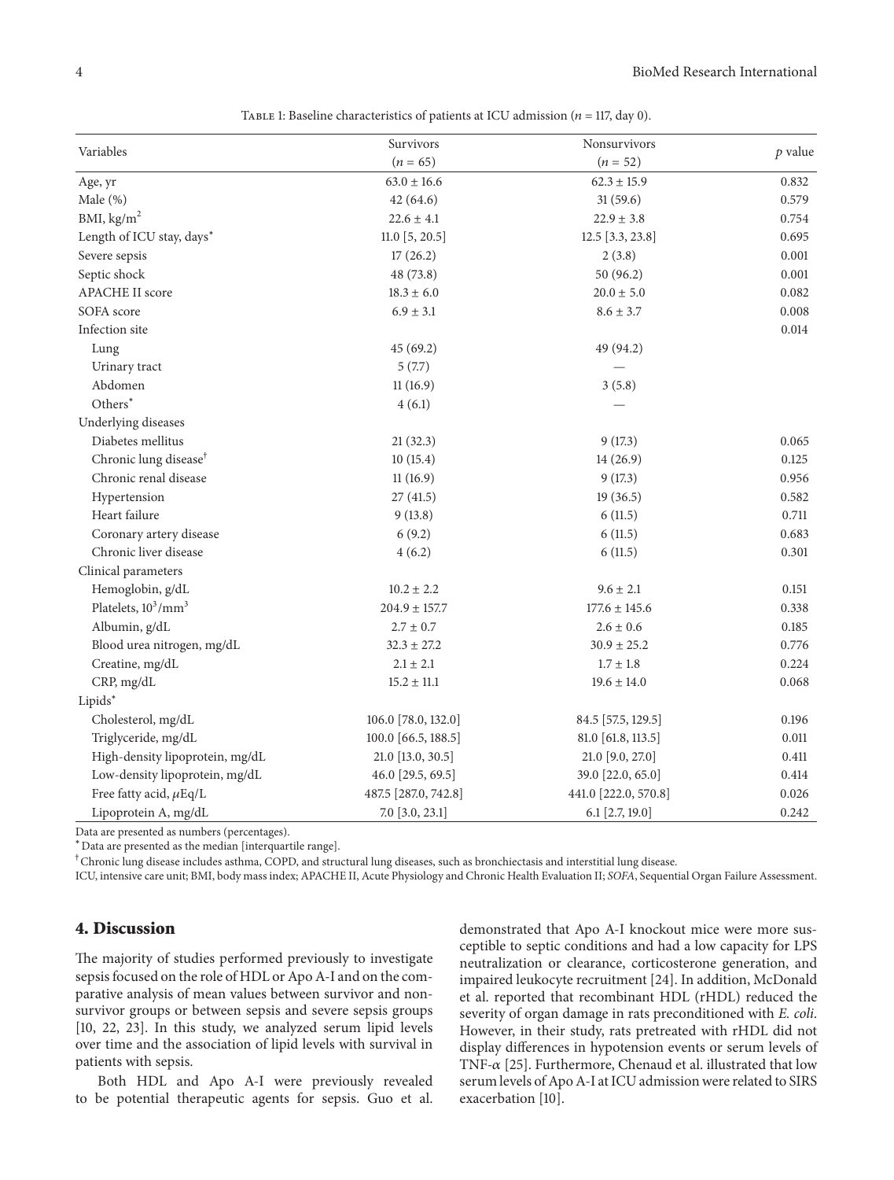Table 1: Baseline characteristics of patients at ICU admission ($n$ = 117, day 0).

| Variables | Survivors ($n$ = 65) | Nonsurvivors ($n$ = 52) | $p$ value |
|---|---|---|---|
| Age, yr | 63.0 ± 16.6 | 62.3 ± 15.9 | 0.832 |
| Male (%) | 42 (64.6) | 31 (59.6) | 0.579 |
| BMI, kg/m$^2$ | 22.6 ± 4.1 | 22.9 ± 3.8 | 0.754 |
| Length of ICU stay, days* | 11.0 [5, 20.5] | 12.5 [3.3, 23.8] | 0.695 |
| Severe sepsis | 17 (26.2) | 2 (3.8) | 0.001 |
| Septic shock | 48 (73.8) | 50 (96.2) | 0.001 |
| APACHE II score | 18.3 ± 6.0 | 20.0 ± 5.0 | 0.082 |
| SOFA score | 6.9 ± 3.1 | 8.6 ± 3.7 | 0.008 |
| Infection site | | | 0.014 |
| Lung | 45 (69.2) | 49 (94.2) | |
| Urinary tract | 5 (7.7) | — | |
| Abdomen | 11 (16.9) | 3 (5.8) | |
| Others* | 4 (6.1) | — | |
| Underlying diseases | | | |
| Diabetes mellitus | 21 (32.3) | 9 (17.3) | 0.065 |
| Chronic lung disease† | 10 (15.4) | 14 (26.9) | 0.125 |
| Chronic renal disease | 11 (16.9) | 9 (17.3) | 0.956 |
| Hypertension | 27 (41.5) | 19 (36.5) | 0.582 |
| Heart failure | 9 (13.8) | 6 (11.5) | 0.711 |
| Coronary artery disease | 6 (9.2) | 6 (11.5) | 0.683 |
| Chronic liver disease | 4 (6.2) | 6 (11.5) | 0.301 |
| Clinical parameters | | | |
| Hemoglobin, g/dL | 10.2 ± 2.2 | 9.6 ± 2.1 | 0.151 |
| Platelets, $10^3$/mm$^3$ | 204.9 ± 157.7 | 177.6 ± 145.6 | 0.338 |
| Albumin, g/dL | 2.7 ± 0.7 | 2.6 ± 0.6 | 0.185 |
| Blood urea nitrogen, mg/dL | 32.3 ± 27.2 | 30.9 ± 25.2 | 0.776 |
| Creatine, mg/dL | 2.1 ± 2.1 | 1.7 ± 1.8 | 0.224 |
| CRP, mg/dL | 15.2 ± 11.1 | 19.6 ± 14.0 | 0.068 |
| Lipids* | | | |
| Cholesterol, mg/dL | 106.0 [78.0, 132.0] | 84.5 [57.5, 129.5] | 0.196 |
| Triglyceride, mg/dL | 100.0 [66.5, 188.5] | 81.0 [61.8, 113.5] | 0.011 |
| High-density lipoprotein, mg/dL | 21.0 [13.0, 30.5] | 21.0 [9.0, 27.0] | 0.411 |
| Low-density lipoprotein, mg/dL | 46.0 [29.5, 69.5] | 39.0 [22.0, 65.0] | 0.414 |
| Free fatty acid, $\mu$Eq/L | 487.5 [287.0, 742.8] | 441.0 [222.0, 570.8] | 0.026 |
| Lipoprotein A, mg/dL | 7.0 [3.0, 23.1] | 6.1 [2.7, 19.0] | 0.242 |

Data are presented as numbers (percentages).
*Data are presented as the median [interquartile range].
†Chronic lung disease includes asthma, COPD, and structural lung diseases, such as bronchiectasis and interstitial lung disease.
ICU, intensive care unit; BMI, body mass index; APACHE II, Acute Physiology and Chronic Health Evaluation II; *SOFA*, Sequential Organ Failure Assessment.

## 4. Discussion

The majority of studies performed previously to investigate sepsis focused on the role of HDL or Apo A-I and on the comparative analysis of mean values between survivor and nonsurvivor groups or between sepsis and severe sepsis groups [10, 22, 23]. In this study, we analyzed serum lipid levels over time and the association of lipid levels with survival in patients with sepsis.

Both HDL and Apo A-I were previously revealed to be potential therapeutic agents for sepsis. Guo et al. demonstrated that Apo A-I knockout mice were more susceptible to septic conditions and had a low capacity for LPS neutralization or clearance, corticosterone generation, and impaired leukocyte recruitment [24]. In addition, McDonald et al. reported that recombinant HDL (rHDL) reduced the severity of organ damage in rats preconditioned with *E. coli*. However, in their study, rats pretreated with rHDL did not display differences in hypotension events or serum levels of TNF-$\alpha$ [25]. Furthermore, Chenaud et al. illustrated that low serum levels of Apo A-I at ICU admission were related to SIRS exacerbation [10].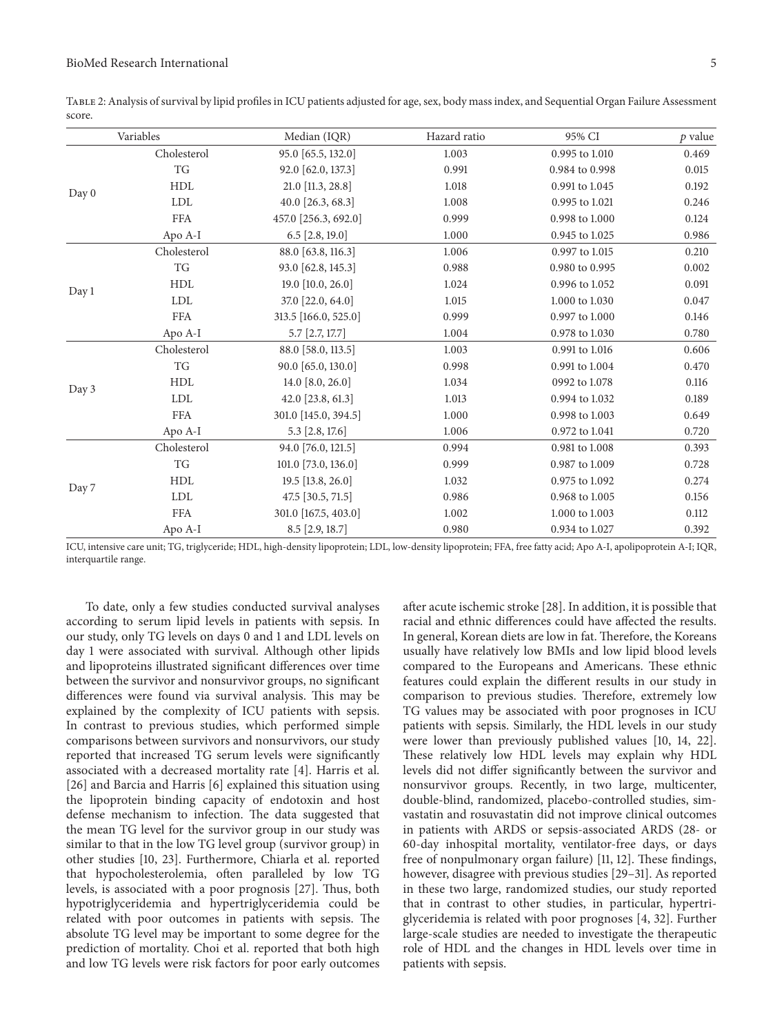Table 2: Analysis of survival by lipid profiles in ICU patients adjusted for age, sex, body mass index, and Sequential Organ Failure Assessment score.

| Variables | | Median (IQR) | Hazard ratio | 95% CI | $p$ value |
|---|---|---|---|---|---|
| Day 0 | Cholesterol | 95.0 [65.5, 132.0] | 1.003 | 0.995 to 1.010 | 0.469 |
| | TG | 92.0 [62.0, 137.3] | 0.991 | 0.984 to 0.998 | 0.015 |
| | HDL | 21.0 [11.3, 28.8] | 1.018 | 0.991 to 1.045 | 0.192 |
| | LDL | 40.0 [26.3, 68.3] | 1.008 | 0.995 to 1.021 | 0.246 |
| | FFA | 457.0 [256.3, 692.0] | 0.999 | 0.998 to 1.000 | 0.124 |
| | Apo A-I | 6.5 [2.8, 19.0] | 1.000 | 0.945 to 1.025 | 0.986 |
| Day 1 | Cholesterol | 88.0 [63.8, 116.3] | 1.006 | 0.997 to 1.015 | 0.210 |
| | TG | 93.0 [62.8, 145.3] | 0.988 | 0.980 to 0.995 | 0.002 |
| | HDL | 19.0 [10.0, 26.0] | 1.024 | 0.996 to 1.052 | 0.091 |
| | LDL | 37.0 [22.0, 64.0] | 1.015 | 1.000 to 1.030 | 0.047 |
| | FFA | 313.5 [166.0, 525.0] | 0.999 | 0.997 to 1.000 | 0.146 |
| | Apo A-I | 5.7 [2.7, 17.7] | 1.004 | 0.978 to 1.030 | 0.780 |
| Day 3 | Cholesterol | 88.0 [58.0, 113.5] | 1.003 | 0.991 to 1.016 | 0.606 |
| | TG | 90.0 [65.0, 130.0] | 0.998 | 0.991 to 1.004 | 0.470 |
| | HDL | 14.0 [8.0, 26.0] | 1.034 | 0992 to 1.078 | 0.116 |
| | LDL | 42.0 [23.8, 61.3] | 1.013 | 0.994 to 1.032 | 0.189 |
| | FFA | 301.0 [145.0, 394.5] | 1.000 | 0.998 to 1.003 | 0.649 |
| | Apo A-I | 5.3 [2.8, 17.6] | 1.006 | 0.972 to 1.041 | 0.720 |
| Day 7 | Cholesterol | 94.0 [76.0, 121.5] | 0.994 | 0.981 to 1.008 | 0.393 |
| | TG | 101.0 [73.0, 136.0] | 0.999 | 0.987 to 1.009 | 0.728 |
| | HDL | 19.5 [13.8, 26.0] | 1.032 | 0.975 to 1.092 | 0.274 |
| | LDL | 47.5 [30.5, 71.5] | 0.986 | 0.968 to 1.005 | 0.156 |
| | FFA | 301.0 [167.5, 403.0] | 1.002 | 1.000 to 1.003 | 0.112 |
| | Apo A-I | 8.5 [2.9, 18.7] | 0.980 | 0.934 to 1.027 | 0.392 |

ICU, intensive care unit; TG, triglyceride; HDL, high-density lipoprotein; LDL, low-density lipoprotein; FFA, free fatty acid; Apo A-I, apolipoprotein A-I; IQR, interquartile range.

To date, only a few studies conducted survival analyses according to serum lipid levels in patients with sepsis. In our study, only TG levels on days 0 and 1 and LDL levels on day 1 were associated with survival. Although other lipids and lipoproteins illustrated significant differences over time between the survivor and nonsurvivor groups, no significant differences were found via survival analysis. This may be explained by the complexity of ICU patients with sepsis. In contrast to previous studies, which performed simple comparisons between survivors and nonsurvivors, our study reported that increased TG serum levels were significantly associated with a decreased mortality rate [4]. Harris et al. [26] and Barcia and Harris [6] explained this situation using the lipoprotein binding capacity of endotoxin and host defense mechanism to infection. The data suggested that the mean TG level for the survivor group in our study was similar to that in the low TG level group (survivor group) in other studies [10, 23]. Furthermore, Chiarla et al. reported that hypocholesterolemia, often paralleled by low TG levels, is associated with a poor prognosis [27]. Thus, both hypotriglyceridemia and hypertriglyceridemia could be related with poor outcomes in patients with sepsis. The absolute TG level may be important to some degree for the prediction of mortality. Choi et al. reported that both high and low TG levels were risk factors for poor early outcomes after acute ischemic stroke [28]. In addition, it is possible that racial and ethnic differences could have affected the results. In general, Korean diets are low in fat. Therefore, the Koreans usually have relatively low BMIs and low lipid blood levels compared to the Europeans and Americans. These ethnic features could explain the different results in our study in comparison to previous studies. Therefore, extremely low TG values may be associated with poor prognoses in ICU patients with sepsis. Similarly, the HDL levels in our study were lower than previously published values [10, 14, 22]. These relatively low HDL levels may explain why HDL levels did not differ significantly between the survivor and nonsurvivor groups. Recently, in two large, multicenter, double-blind, randomized, placebo-controlled studies, simvastatin and rosuvastatin did not improve clinical outcomes in patients with ARDS or sepsis-associated ARDS (28- or 60-day inhospital mortality, ventilator-free days, or days free of nonpulmonary organ failure) [11, 12]. These findings, however, disagree with previous studies [29–31]. As reported in these two large, randomized studies, our study reported that in contrast to other studies, in particular, hypertriglyceridemia is related with poor prognoses [4, 32]. Further large-scale studies are needed to investigate the therapeutic role of HDL and the changes in HDL levels over time in patients with sepsis.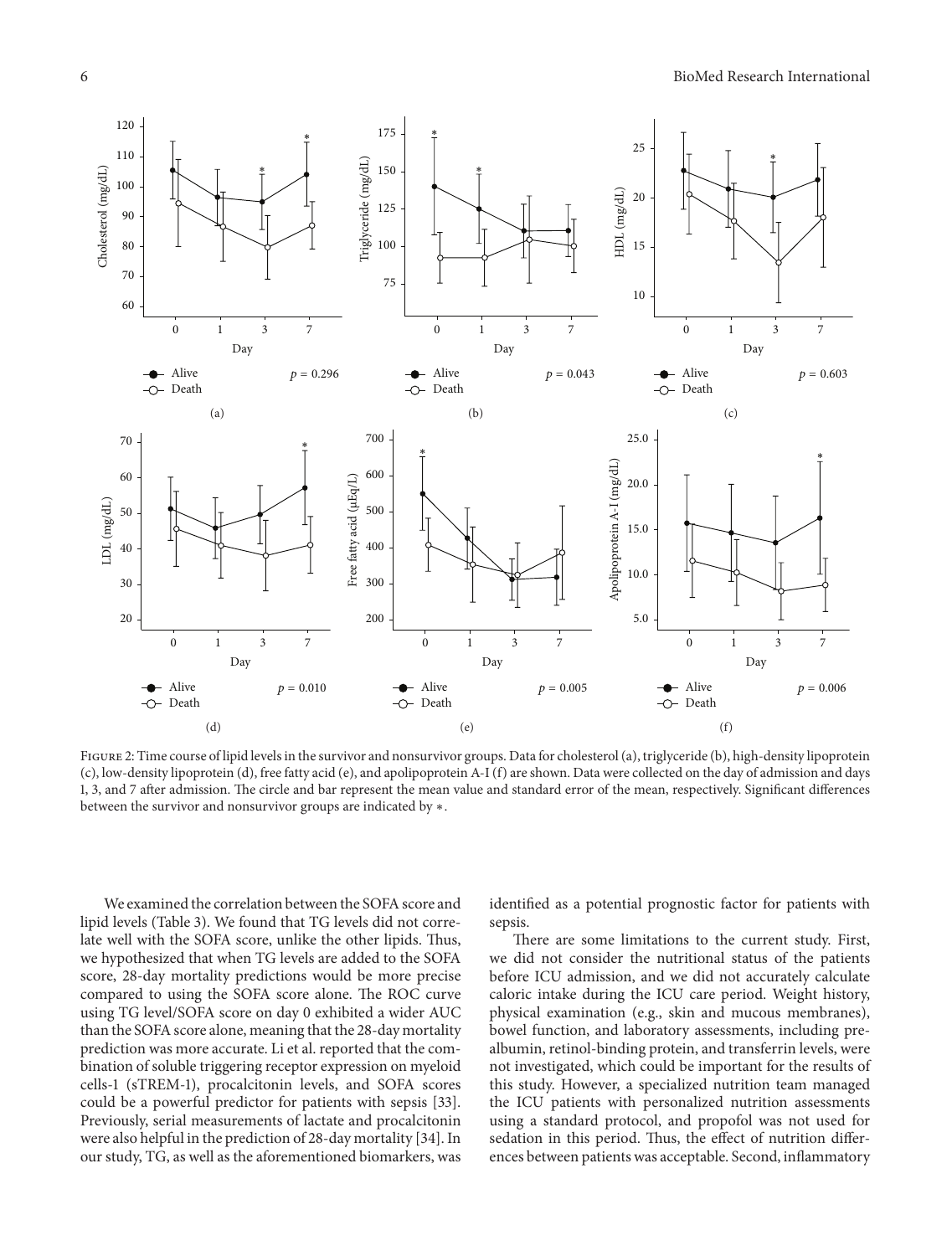Figure 2: Time course of lipid levels in the survivor and nonsurvivor groups. Data for cholesterol (a), triglyceride (b), high-density lipoprotein (c), low-density lipoprotein (d), free fatty acid (e), and apolipoprotein A-I (f) are shown. Data were collected on the day of admission and days 1, 3, and 7 after admission. The circle and bar represent the mean value and standard error of the mean, respectively. Significant differences between the survivor and nonsurvivor groups are indicated by ∗.

We examined the correlation between the SOFA score and lipid levels (Table 3). We found that TG levels did not correlate well with the SOFA score, unlike the other lipids. Thus, we hypothesized that when TG levels are added to the SOFA score, 28-day mortality predictions would be more precise compared to using the SOFA score alone. The ROC curve using TG level/SOFA score on day 0 exhibited a wider AUC than the SOFA score alone, meaning that the 28-day mortality prediction was more accurate. Li et al. reported that the combination of soluble triggering receptor expression on myeloid cells-1 (sTREM-1), procalcitonin levels, and SOFA scores could be a powerful predictor for patients with sepsis [33]. Previously, serial measurements of lactate and procalcitonin were also helpful in the prediction of 28-day mortality [34]. In our study, TG, as well as the aforementioned biomarkers, was identified as a potential prognostic factor for patients with sepsis.

There are some limitations to the current study. First, we did not consider the nutritional status of the patients before ICU admission, and we did not accurately calculate caloric intake during the ICU care period. Weight history, physical examination (e.g., skin and mucous membranes), bowel function, and laboratory assessments, including prealbumin, retinol-binding protein, and transferrin levels, were not investigated, which could be important for the results of this study. However, a specialized nutrition team managed the ICU patients with personalized nutrition assessments using a standard protocol, and propofol was not used for sedation in this period. Thus, the effect of nutrition differences between patients was acceptable. Second, inflammatory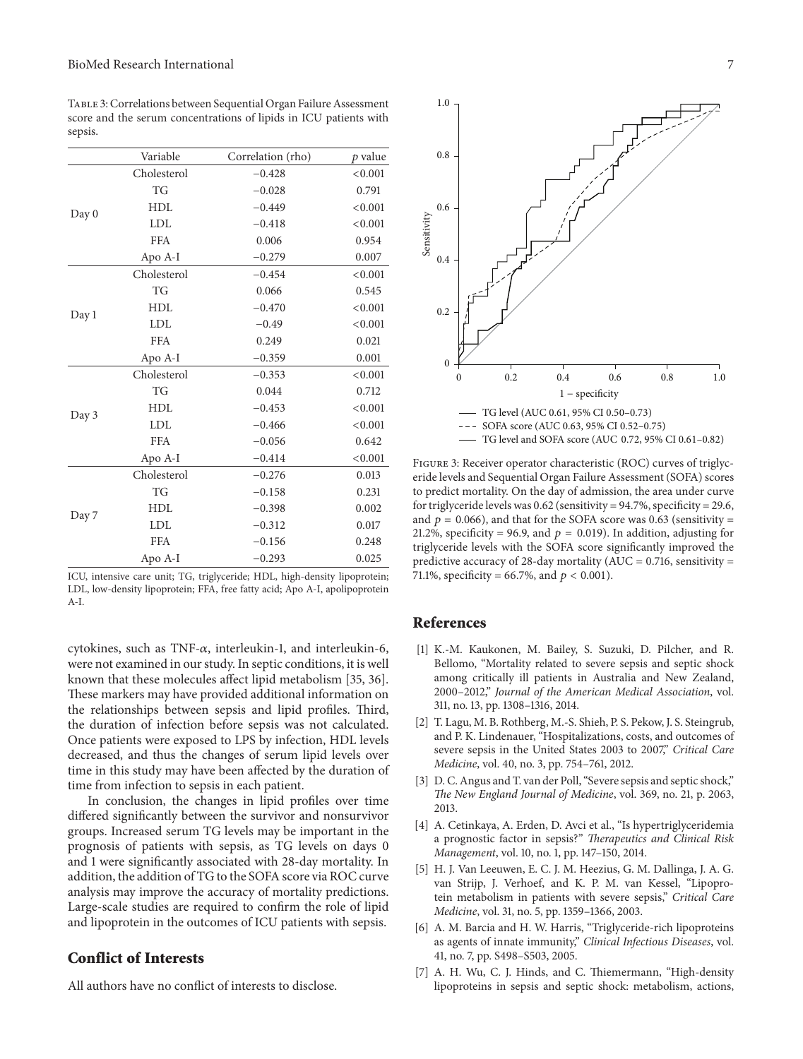Table 3: Correlations between Sequential Organ Failure Assessment score and the serum concentrations of lipids in ICU patients with sepsis.

| | Variable | Correlation (rho) | $p$ value |
|---|---|---|---|
| Day 0 | Cholesterol | −0.428 | <0.001 |
| | TG | −0.028 | 0.791 |
| | HDL | −0.449 | <0.001 |
| | LDL | −0.418 | <0.001 |
| | FFA | 0.006 | 0.954 |
| | Apo A-I | −0.279 | 0.007 |
| Day 1 | Cholesterol | −0.454 | <0.001 |
| | TG | 0.066 | 0.545 |
| | HDL | −0.470 | <0.001 |
| | LDL | −0.49 | <0.001 |
| | FFA | 0.249 | 0.021 |
| | Apo A-I | −0.359 | 0.001 |
| Day 3 | Cholesterol | −0.353 | <0.001 |
| | TG | 0.044 | 0.712 |
| | HDL | −0.453 | <0.001 |
| | LDL | −0.466 | <0.001 |
| | FFA | −0.056 | 0.642 |
| | Apo A-I | −0.414 | <0.001 |
| Day 7 | Cholesterol | −0.276 | 0.013 |
| | TG | −0.158 | 0.231 |
| | HDL | −0.398 | 0.002 |
| | LDL | −0.312 | 0.017 |
| | FFA | −0.156 | 0.248 |
| | Apo A-I | −0.293 | 0.025 |

ICU, intensive care unit; TG, triglyceride; HDL, high-density lipoprotein; LDL, low-density lipoprotein; FFA, free fatty acid; Apo A-I, apolipoprotein A-I.

cytokines, such as TNF-$\alpha$, interleukin-1, and interleukin-6, were not examined in our study. In septic conditions, it is well known that these molecules affect lipid metabolism [35, 36]. These markers may have provided additional information on the relationships between sepsis and lipid profiles. Third, the duration of infection before sepsis was not calculated. Once patients were exposed to LPS by infection, HDL levels decreased, and thus the changes of serum lipid levels over time in this study may have been affected by the duration of time from infection to sepsis in each patient.

In conclusion, the changes in lipid profiles over time differed significantly between the survivor and nonsurvivor groups. Increased serum TG levels may be important in the prognosis of patients with sepsis, as TG levels on days 0 and 1 were significantly associated with 28-day mortality. In addition, the addition of TG to the SOFA score via ROC curve analysis may improve the accuracy of mortality predictions. Large-scale studies are required to confirm the role of lipid and lipoprotein in the outcomes of ICU patients with sepsis.

## Conflict of Interests

All authors have no conflict of interests to disclose.

Figure 3: Receiver operator characteristic (ROC) curves of triglyceride levels and Sequential Organ Failure Assessment (SOFA) scores to predict mortality. On the day of admission, the area under curve for triglyceride levels was 0.62 (sensitivity = 94.7%, specificity = 29.6, and $p = 0.066$), and that for the SOFA score was 0.63 (sensitivity = 21.2%, specificity = 96.9, and $p = 0.019$). In addition, adjusting for triglyceride levels with the SOFA score significantly improved the predictive accuracy of 28-day mortality (AUC = 0.716, sensitivity = 71.1%, specificity = 66.7%, and $p < 0.001$).

## References

[1] K.-M. Kaukonen, M. Bailey, S. Suzuki, D. Pilcher, and R. Bellomo, "Mortality related to severe sepsis and septic shock among critically ill patients in Australia and New Zealand, 2000–2012," *Journal of the American Medical Association*, vol. 311, no. 13, pp. 1308–1316, 2014.

[2] T. Lagu, M. B. Rothberg, M.-S. Shieh, P. S. Pekow, J. S. Steingrub, and P. K. Lindenauer, "Hospitalizations, costs, and outcomes of severe sepsis in the United States 2003 to 2007," *Critical Care Medicine*, vol. 40, no. 3, pp. 754–761, 2012.

[3] D. C. Angus and T. van der Poll, "Severe sepsis and septic shock," *The New England Journal of Medicine*, vol. 369, no. 21, p. 2063, 2013.

[4] A. Cetinkaya, A. Erden, D. Avci et al., "Is hypertriglyceridemia a prognostic factor in sepsis?" *Therapeutics and Clinical Risk Management*, vol. 10, no. 1, pp. 147–150, 2014.

[5] H. J. Van Leeuwen, E. C. J. M. Heezius, G. M. Dallinga, J. A. G. van Strijp, J. Verhoef, and K. P. M. van Kessel, "Lipoprotein metabolism in patients with severe sepsis," *Critical Care Medicine*, vol. 31, no. 5, pp. 1359–1366, 2003.

[6] A. M. Barcia and H. W. Harris, "Triglyceride-rich lipoproteins as agents of innate immunity," *Clinical Infectious Diseases*, vol. 41, no. 7, pp. S498–S503, 2005.

[7] A. H. Wu, C. J. Hinds, and C. Thiemermann, "High-density lipoproteins in sepsis and septic shock: metabolism, actions,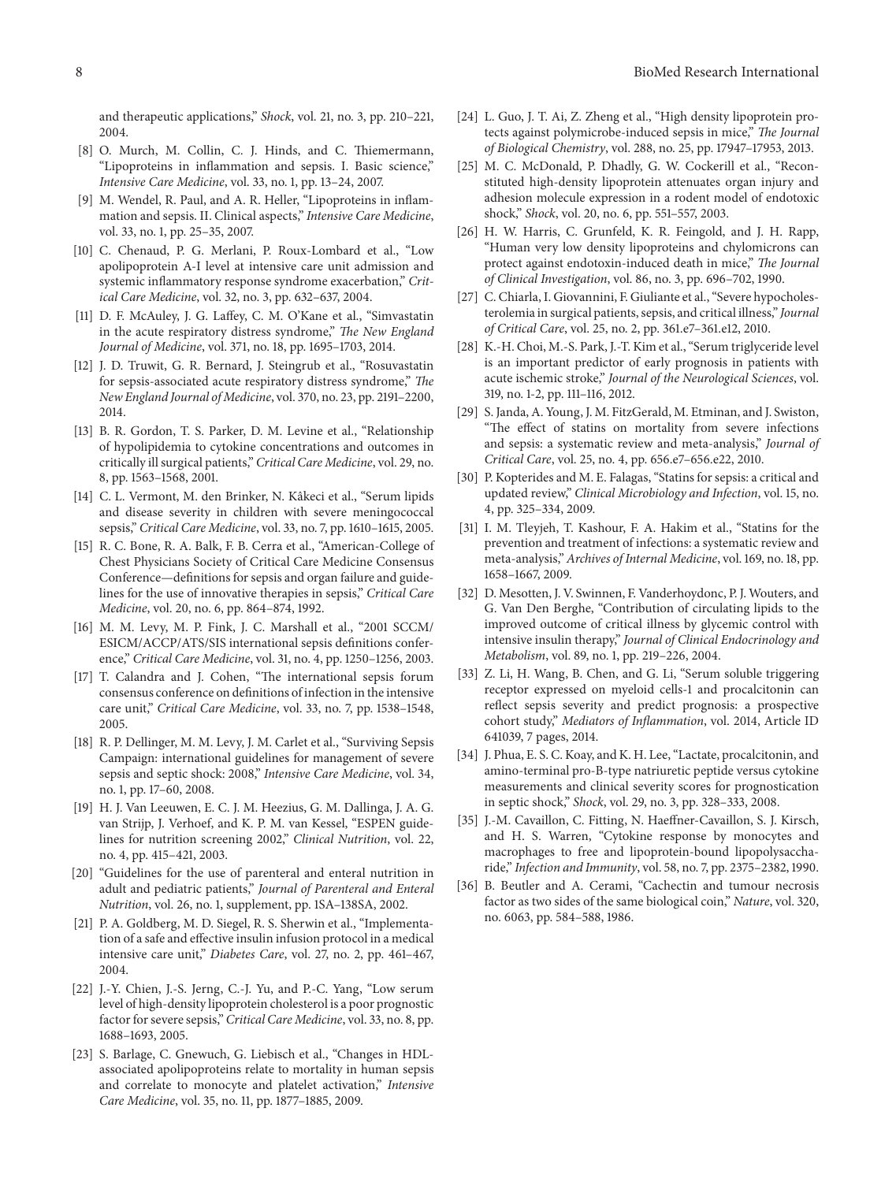and therapeutic applications," *Shock*, vol. 21, no. 3, pp. 210–221, 2004.

[8] O. Murch, M. Collin, C. J. Hinds, and C. Thiemermann, "Lipoproteins in inflammation and sepsis. I. Basic science," *Intensive Care Medicine*, vol. 33, no. 1, pp. 13–24, 2007.

[9] M. Wendel, R. Paul, and A. R. Heller, "Lipoproteins in inflammation and sepsis. II. Clinical aspects," *Intensive Care Medicine*, vol. 33, no. 1, pp. 25–35, 2007.

[10] C. Chenaud, P. G. Merlani, P. Roux-Lombard et al., "Low apolipoprotein A-I level at intensive care unit admission and systemic inflammatory response syndrome exacerbation," *Critical Care Medicine*, vol. 32, no. 3, pp. 632–637, 2004.

[11] D. F. McAuley, J. G. Laffey, C. M. O'Kane et al., "Simvastatin in the acute respiratory distress syndrome," *The New England Journal of Medicine*, vol. 371, no. 18, pp. 1695–1703, 2014.

[12] J. D. Truwit, G. R. Bernard, J. Steingrub et al., "Rosuvastatin for sepsis-associated acute respiratory distress syndrome," *The New England Journal of Medicine*, vol. 370, no. 23, pp. 2191–2200, 2014.

[13] B. R. Gordon, T. S. Parker, D. M. Levine et al., "Relationship of hypolipidemia to cytokine concentrations and outcomes in critically ill surgical patients," *Critical Care Medicine*, vol. 29, no. 8, pp. 1563–1568, 2001.

[14] C. L. Vermont, M. den Brinker, N. Kâkeci et al., "Serum lipids and disease severity in children with severe meningococcal sepsis," *Critical Care Medicine*, vol. 33, no. 7, pp. 1610–1615, 2005.

[15] R. C. Bone, R. A. Balk, F. B. Cerra et al., "American-College of Chest Physicians Society of Critical Care Medicine Consensus Conference—definitions for sepsis and organ failure and guidelines for the use of innovative therapies in sepsis," *Critical Care Medicine*, vol. 20, no. 6, pp. 864–874, 1992.

[16] M. M. Levy, M. P. Fink, J. C. Marshall et al., "2001 SCCM/ESICM/ACCP/ATS/SIS international sepsis definitions conference," *Critical Care Medicine*, vol. 31, no. 4, pp. 1250–1256, 2003.

[17] T. Calandra and J. Cohen, "The international sepsis forum consensus conference on definitions of infection in the intensive care unit," *Critical Care Medicine*, vol. 33, no. 7, pp. 1538–1548, 2005.

[18] R. P. Dellinger, M. M. Levy, J. M. Carlet et al., "Surviving Sepsis Campaign: international guidelines for management of severe sepsis and septic shock: 2008," *Intensive Care Medicine*, vol. 34, no. 1, pp. 17–60, 2008.

[19] H. J. Van Leeuwen, E. C. J. M. Heezius, G. M. Dallinga, J. A. G. van Strijp, J. Verhoef, and K. P. M. van Kessel, "ESPEN guidelines for nutrition screening 2002," *Clinical Nutrition*, vol. 22, no. 4, pp. 415–421, 2003.

[20] "Guidelines for the use of parenteral and enteral nutrition in adult and pediatric patients," *Journal of Parenteral and Enteral Nutrition*, vol. 26, no. 1, supplement, pp. 1SA–138SA, 2002.

[21] P. A. Goldberg, M. D. Siegel, R. S. Sherwin et al., "Implementation of a safe and effective insulin infusion protocol in a medical intensive care unit," *Diabetes Care*, vol. 27, no. 2, pp. 461–467, 2004.

[22] J.-Y. Chien, J.-S. Jerng, C.-J. Yu, and P.-C. Yang, "Low serum level of high-density lipoprotein cholesterol is a poor prognostic factor for severe sepsis," *Critical Care Medicine*, vol. 33, no. 8, pp. 1688–1693, 2005.

[23] S. Barlage, C. Gnewuch, G. Liebisch et al., "Changes in HDL-associated apolipoproteins relate to mortality in human sepsis and correlate to monocyte and platelet activation," *Intensive Care Medicine*, vol. 35, no. 11, pp. 1877–1885, 2009.

[24] L. Guo, J. T. Ai, Z. Zheng et al., "High density lipoprotein protects against polymicrobe-induced sepsis in mice," *The Journal of Biological Chemistry*, vol. 288, no. 25, pp. 17947–17953, 2013.

[25] M. C. McDonald, P. Dhadly, G. W. Cockerill et al., "Reconstituted high-density lipoprotein attenuates organ injury and adhesion molecule expression in a rodent model of endotoxic shock," *Shock*, vol. 20, no. 6, pp. 551–557, 2003.

[26] H. W. Harris, C. Grunfeld, K. R. Feingold, and J. H. Rapp, "Human very low density lipoproteins and chylomicrons can protect against endotoxin-induced death in mice," *The Journal of Clinical Investigation*, vol. 86, no. 3, pp. 696–702, 1990.

[27] C. Chiarla, I. Giovannini, F. Giuliante et al., "Severe hypocholesterolemia in surgical patients, sepsis, and critical illness," *Journal of Critical Care*, vol. 25, no. 2, pp. 361.e7–361.e12, 2010.

[28] K.-H. Choi, M.-S. Park, J.-T. Kim et al., "Serum triglyceride level is an important predictor of early prognosis in patients with acute ischemic stroke," *Journal of the Neurological Sciences*, vol. 319, no. 1-2, pp. 111–116, 2012.

[29] S. Janda, A. Young, J. M. FitzGerald, M. Etminan, and J. Swiston, "The effect of statins on mortality from severe infections and sepsis: a systematic review and meta-analysis," *Journal of Critical Care*, vol. 25, no. 4, pp. 656.e7–656.e22, 2010.

[30] P. Kopterides and M. E. Falagas, "Statins for sepsis: a critical and updated review," *Clinical Microbiology and Infection*, vol. 15, no. 4, pp. 325–334, 2009.

[31] I. M. Tleyjeh, T. Kashour, F. A. Hakim et al., "Statins for the prevention and treatment of infections: a systematic review and meta-analysis," *Archives of Internal Medicine*, vol. 169, no. 18, pp. 1658–1667, 2009.

[32] D. Mesotten, J. V. Swinnen, F. Vanderhoydonc, P. J. Wouters, and G. Van Den Berghe, "Contribution of circulating lipids to the improved outcome of critical illness by glycemic control with intensive insulin therapy," *Journal of Clinical Endocrinology and Metabolism*, vol. 89, no. 1, pp. 219–226, 2004.

[33] Z. Li, H. Wang, B. Chen, and G. Li, "Serum soluble triggering receptor expressed on myeloid cells-1 and procalcitonin can reflect sepsis severity and predict prognosis: a prospective cohort study," *Mediators of Inflammation*, vol. 2014, Article ID 641039, 7 pages, 2014.

[34] J. Phua, E. S. C. Koay, and K. H. Lee, "Lactate, procalcitonin, and amino-terminal pro-B-type natriuretic peptide versus cytokine measurements and clinical severity scores for prognostication in septic shock," *Shock*, vol. 29, no. 3, pp. 328–333, 2008.

[35] J.-M. Cavaillon, C. Fitting, N. Haeffner-Cavaillon, S. J. Kirsch, and H. S. Warren, "Cytokine response by monocytes and macrophages to free and lipoprotein-bound lipopolysaccharide," *Infection and Immunity*, vol. 58, no. 7, pp. 2375–2382, 1990.

[36] B. Beutler and A. Cerami, "Cachectin and tumour necrosis factor as two sides of the same biological coin," *Nature*, vol. 320, no. 6063, pp. 584–588, 1986.